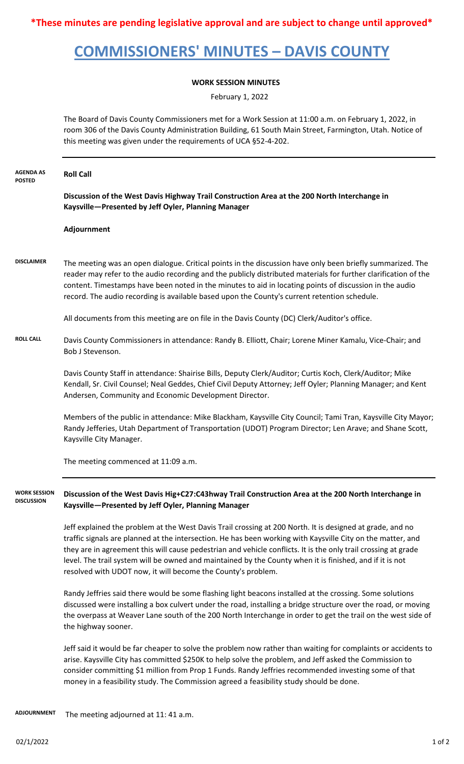**\*These minutes are pending legislative approval and are subject to change until approved\***

# COMMISSIONERS' MINUTES – DAVIS COUNTY

**WORK SESSION MINUTES**

February 1, 2022

The Board of Davis County Commissioners met for a Work Session at 11:00 a.m. on February 1, 2022, in room 306 of the Davis County Administration Building, 61 South Main Street, Farmington, Utah. Notice of this meeting was given under the requirements of UCA §52-4-202.

---

**AGENDA AS POSTED**

**Roll Call**

**Discussion of the West Davis Highway Trail Construction Area at the 200 North Interchange in Kaysville—Presented by Jeff Oyler, Planning Manager**

**Adjournment**

**DISCLAIMER**

The meeting was an open dialogue. Critical points in the discussion have only been briefly summarized. The reader may refer to the audio recording and the publicly distributed materials for further clarification of the content. Timestamps have been noted in the minutes to aid in locating points of discussion in the audio record. The audio recording is available based upon the County's current retention schedule.

All documents from this meeting are on file in the Davis County (DC) Clerk/Auditor's office.

**ROLL CALL**

Davis County Commissioners in attendance: Randy B. Elliott, Chair; Lorene Miner Kamalu, Vice-Chair; and Bob J Stevenson.

Davis County Staff in attendance: Shairise Bills, Deputy Clerk/Auditor; Curtis Koch, Clerk/Auditor; Mike Kendall, Sr. Civil Counsel; Neal Geddes, Chief Civil Deputy Attorney; Jeff Oyler; Planning Manager; and Kent Andersen, Community and Economic Development Director.

Members of the public in attendance: Mike Blackham, Kaysville City Council; Tami Tran, Kaysville City Mayor; Randy Jefferies, Utah Department of Transportation (UDOT) Program Director; Len Arave; and Shane Scott, Kaysville City Manager.

The meeting commenced at 11:09 a.m.

---

**WORK SESSION DISCUSSION**

**Discussion of the West Davis Hig+C27:C43hway Trail Construction Area at the 200 North Interchange in Kaysville—Presented by Jeff Oyler, Planning Manager**

Jeff explained the problem at the West Davis Trail crossing at 200 North. It is designed at grade, and no traffic signals are planned at the intersection. He has been working with Kaysville City on the matter, and they are in agreement this will cause pedestrian and vehicle conflicts. It is the only trail crossing at grade level. The trail system will be owned and maintained by the County when it is finished, and if it is not resolved with UDOT now, it will become the County's problem.

Randy Jeffries said there would be some flashing light beacons installed at the crossing. Some solutions discussed were installing a box culvert under the road, installing a bridge structure over the road, or moving the overpass at Weaver Lane south of the 200 North Interchange in order to get the trail on the west side of the highway sooner.

Jeff said it would be far cheaper to solve the problem now rather than waiting for complaints or accidents to arise. Kaysville City has committed $250K to help solve the problem, and Jeff asked the Commission to consider committing $1 million from Prop 1 Funds. Randy Jeffries recommended investing some of that money in a feasibility study. The Commission agreed a feasibility study should be done.

**ADJOURNMENT**

The meeting adjourned at 11: 41 a.m.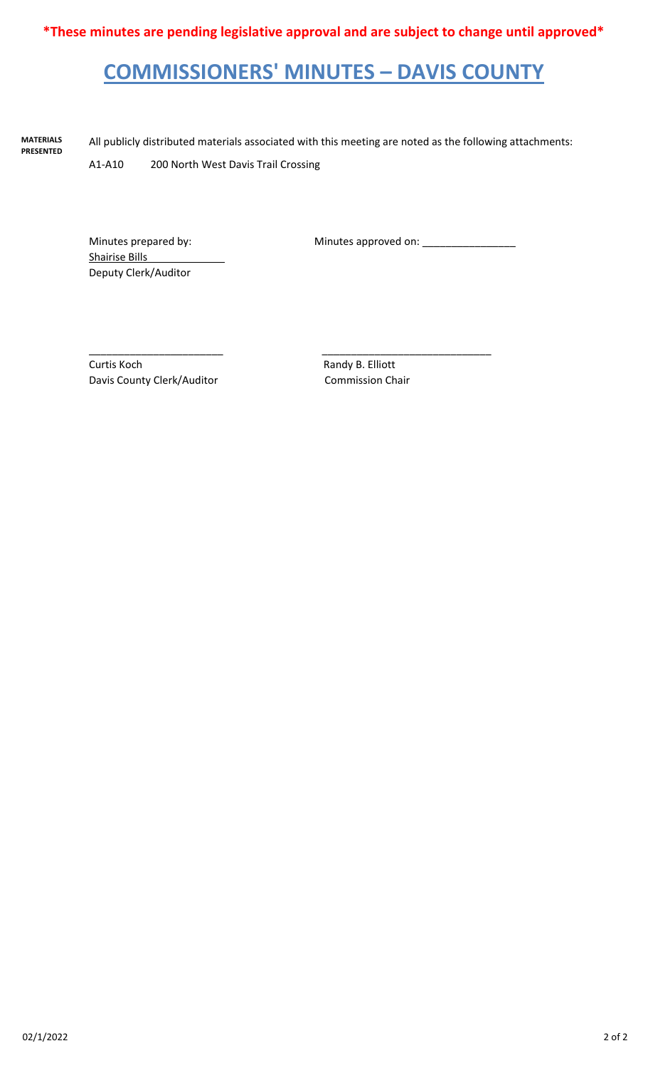**\*These minutes are pending legislative approval and are subject to change until approved\***

# COMMISSIONERS' MINUTES – DAVIS COUNTY

**MATERIALS PRESENTED**

All publicly distributed materials associated with this meeting are noted as the following attachments:

A1-A10 200 North West Davis Trail Crossing

Minutes prepared by:
Shairise Bills
Deputy Clerk/Auditor

Minutes approved on: ________________

_______________________
Curtis Koch
Davis County Clerk/Auditor

_____________________________
Randy B. Elliott
Commission Chair

02/1/2022